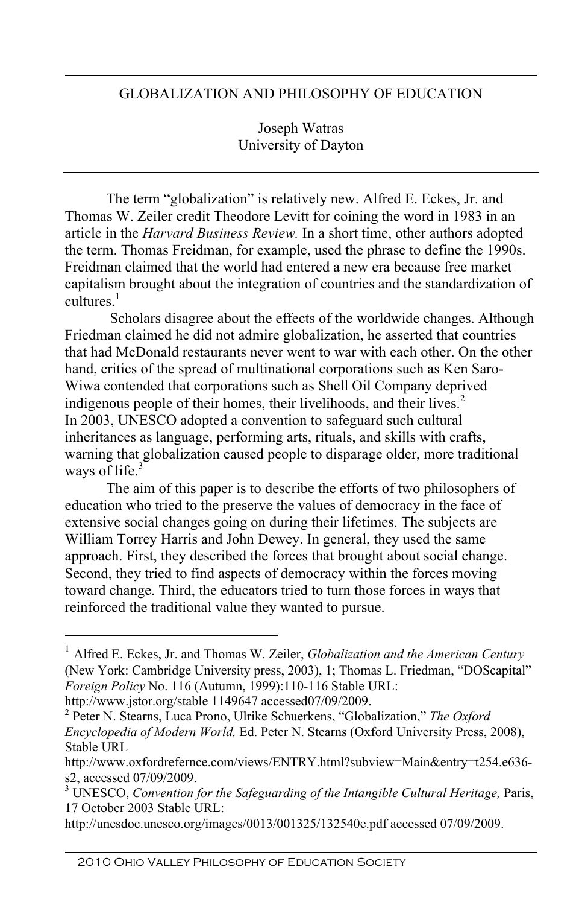# GLOBALIZATION AND PHILOSOPHY OF EDUCATION

Joseph Watras
University of Dayton

The term "globalization" is relatively new. Alfred E. Eckes, Jr. and Thomas W. Zeiler credit Theodore Levitt for coining the word in 1983 in an article in the *Harvard Business Review.* In a short time, other authors adopted the term. Thomas Freidman, for example, used the phrase to define the 1990s. Freidman claimed that the world had entered a new era because free market capitalism brought about the integration of countries and the standardization of cultures.[1]

Scholars disagree about the effects of the worldwide changes. Although Friedman claimed he did not admire globalization, he asserted that countries that had McDonald restaurants never went to war with each other. On the other hand, critics of the spread of multinational corporations such as Ken Saro-Wiwa contended that corporations such as Shell Oil Company deprived indigenous people of their homes, their livelihoods, and their lives.[2] In 2003, UNESCO adopted a convention to safeguard such cultural inheritances as language, performing arts, rituals, and skills with crafts, warning that globalization caused people to disparage older, more traditional ways of life.[3]

The aim of this paper is to describe the efforts of two philosophers of education who tried to the preserve the values of democracy in the face of extensive social changes going on during their lifetimes. The subjects are William Torrey Harris and John Dewey. In general, they used the same approach. First, they described the forces that brought about social change. Second, they tried to find aspects of democracy within the forces moving toward change. Third, the educators tried to turn those forces in ways that reinforced the traditional value they wanted to pursue.

---

[1] Alfred E. Eckes, Jr. and Thomas W. Zeiler, *Globalization and the American Century* (New York: Cambridge University press, 2003), 1; Thomas L. Friedman, "DOScapital" *Foreign Policy* No. 116 (Autumn, 1999):110-116 Stable URL: http://www.jstor.org/stable 1149647 accessed07/09/2009.

[2] Peter N. Stearns, Luca Prono, Ulrike Schuerkens, "Globalization," *The Oxford Encyclopedia of Modern World,* Ed. Peter N. Stearns (Oxford University Press, 2008), Stable URL http://www.oxfordrefernce.com/views/ENTRY.html?subview=Main&entry=t254.e636-s2, accessed 07/09/2009.

[3] UNESCO, *Convention for the Safeguarding of the Intangible Cultural Heritage,* Paris, 17 October 2003 Stable URL: http://unesdoc.unesco.org/images/0013/001325/132540e.pdf accessed 07/09/2009.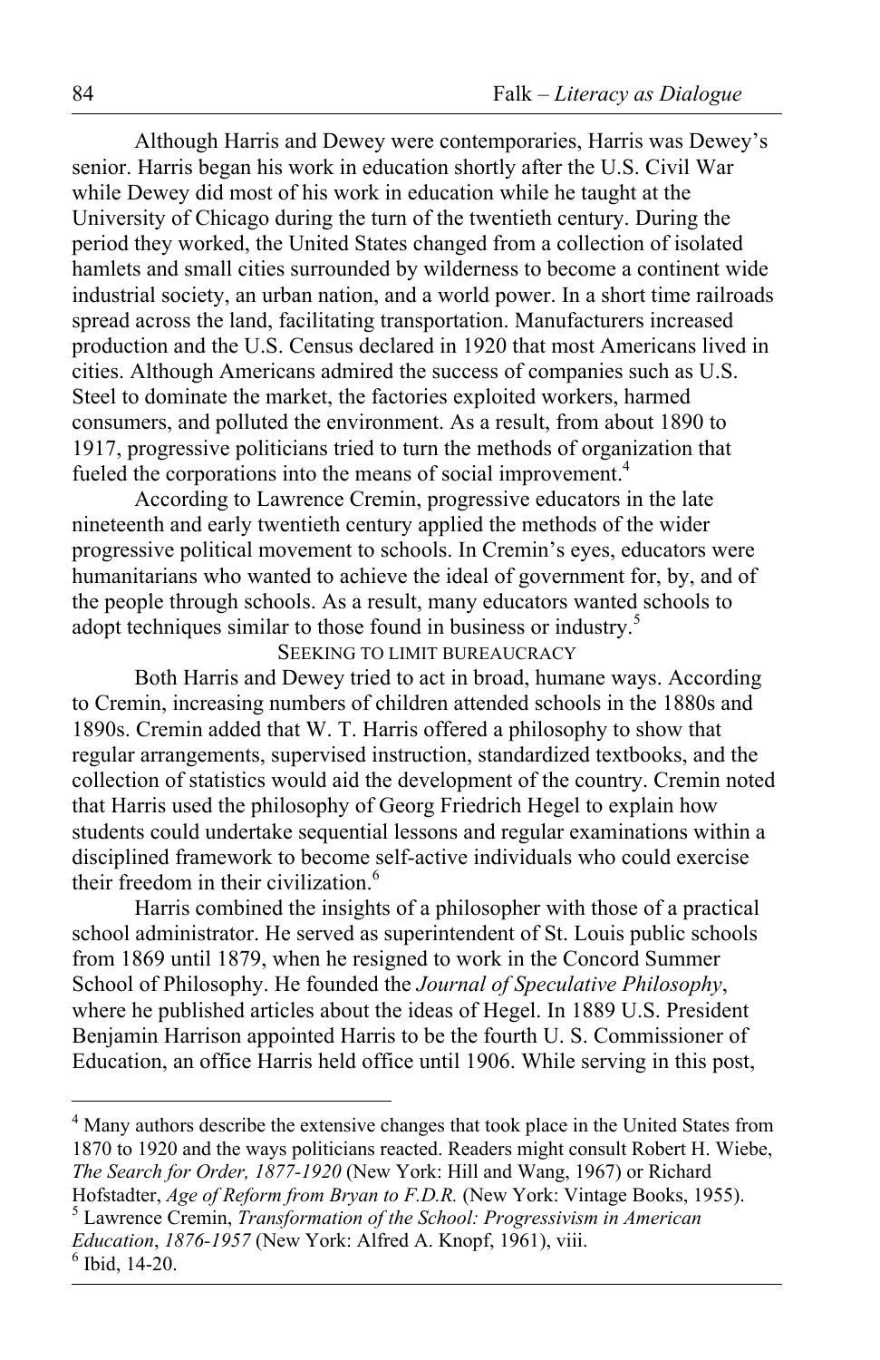Although Harris and Dewey were contemporaries, Harris was Dewey's senior. Harris began his work in education shortly after the U.S. Civil War while Dewey did most of his work in education while he taught at the University of Chicago during the turn of the twentieth century. During the period they worked, the United States changed from a collection of isolated hamlets and small cities surrounded by wilderness to become a continent wide industrial society, an urban nation, and a world power. In a short time railroads spread across the land, facilitating transportation. Manufacturers increased production and the U.S. Census declared in 1920 that most Americans lived in cities. Although Americans admired the success of companies such as U.S. Steel to dominate the market, the factories exploited workers, harmed consumers, and polluted the environment. As a result, from about 1890 to 1917, progressive politicians tried to turn the methods of organization that fueled the corporations into the means of social improvement.[4]

According to Lawrence Cremin, progressive educators in the late nineteenth and early twentieth century applied the methods of the wider progressive political movement to schools. In Cremin's eyes, educators were humanitarians who wanted to achieve the ideal of government for, by, and of the people through schools. As a result, many educators wanted schools to adopt techniques similar to those found in business or industry.[5]

## SEEKING TO LIMIT BUREAUCRACY

Both Harris and Dewey tried to act in broad, humane ways. According to Cremin, increasing numbers of children attended schools in the 1880s and 1890s. Cremin added that W. T. Harris offered a philosophy to show that regular arrangements, supervised instruction, standardized textbooks, and the collection of statistics would aid the development of the country. Cremin noted that Harris used the philosophy of Georg Friedrich Hegel to explain how students could undertake sequential lessons and regular examinations within a disciplined framework to become self-active individuals who could exercise their freedom in their civilization.[6]

Harris combined the insights of a philosopher with those of a practical school administrator. He served as superintendent of St. Louis public schools from 1869 until 1879, when he resigned to work in the Concord Summer School of Philosophy. He founded the *Journal of Speculative Philosophy*, where he published articles about the ideas of Hegel. In 1889 U.S. President Benjamin Harrison appointed Harris to be the fourth U. S. Commissioner of Education, an office Harris held office until 1906. While serving in this post,

---

[4] Many authors describe the extensive changes that took place in the United States from 1870 to 1920 and the ways politicians reacted. Readers might consult Robert H. Wiebe, *The Search for Order, 1877-1920* (New York: Hill and Wang, 1967) or Richard Hofstadter, *Age of Reform from Bryan to F.D.R.* (New York: Vintage Books, 1955).

[5] Lawrence Cremin, *Transformation of the School: Progressivism in American Education*, *1876-1957* (New York: Alfred A. Knopf, 1961), viii.

[6] Ibid, 14-20.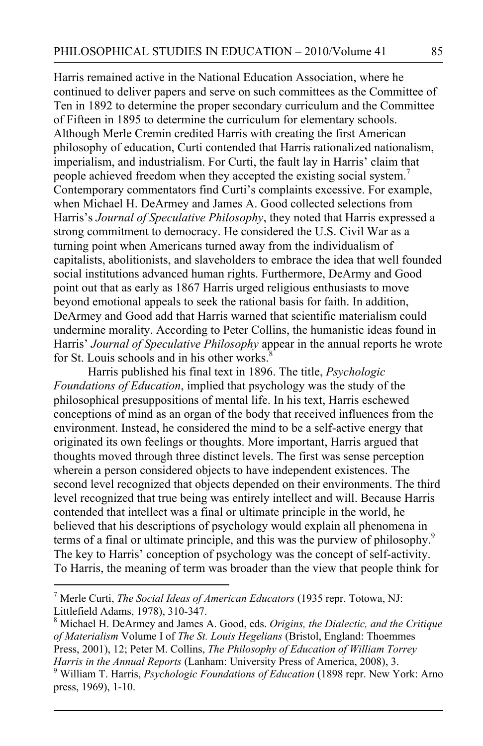Harris remained active in the National Education Association, where he continued to deliver papers and serve on such committees as the Committee of Ten in 1892 to determine the proper secondary curriculum and the Committee of Fifteen in 1895 to determine the curriculum for elementary schools. Although Merle Cremin credited Harris with creating the first American philosophy of education, Curti contended that Harris rationalized nationalism, imperialism, and industrialism. For Curti, the fault lay in Harris' claim that people achieved freedom when they accepted the existing social system.[7] Contemporary commentators find Curti's complaints excessive. For example, when Michael H. DeArmey and James A. Good collected selections from Harris's *Journal of Speculative Philosophy*, they noted that Harris expressed a strong commitment to democracy. He considered the U.S. Civil War as a turning point when Americans turned away from the individualism of capitalists, abolitionists, and slaveholders to embrace the idea that well founded social institutions advanced human rights. Furthermore, DeArmy and Good point out that as early as 1867 Harris urged religious enthusiasts to move beyond emotional appeals to seek the rational basis for faith. In addition, DeArmey and Good add that Harris warned that scientific materialism could undermine morality. According to Peter Collins, the humanistic ideas found in Harris' *Journal of Speculative Philosophy* appear in the annual reports he wrote for St. Louis schools and in his other works.[8]

Harris published his final text in 1896. The title, *Psychologic Foundations of Education*, implied that psychology was the study of the philosophical presuppositions of mental life. In his text, Harris eschewed conceptions of mind as an organ of the body that received influences from the environment. Instead, he considered the mind to be a self-active energy that originated its own feelings or thoughts. More important, Harris argued that thoughts moved through three distinct levels. The first was sense perception wherein a person considered objects to have independent existences. The second level recognized that objects depended on their environments. The third level recognized that true being was entirely intellect and will. Because Harris contended that intellect was a final or ultimate principle in the world, he believed that his descriptions of psychology would explain all phenomena in terms of a final or ultimate principle, and this was the purview of philosophy.[9] The key to Harris' conception of psychology was the concept of self-activity. To Harris, the meaning of term was broader than the view that people think for

---

[7] Merle Curti, *The Social Ideas of American Educators* (1935 repr. Totowa, NJ: Littlefield Adams, 1978), 310-347.

[8] Michael H. DeArmey and James A. Good, eds. *Origins, the Dialectic, and the Critique of Materialism* Volume I of *The St. Louis Hegelians* (Bristol, England: Thoemmes Press, 2001), 12; Peter M. Collins, *The Philosophy of Education of William Torrey Harris in the Annual Reports* (Lanham: University Press of America, 2008), 3.

[9] William T. Harris, *Psychologic Foundations of Education* (1898 repr. New York: Arno press, 1969), 1-10.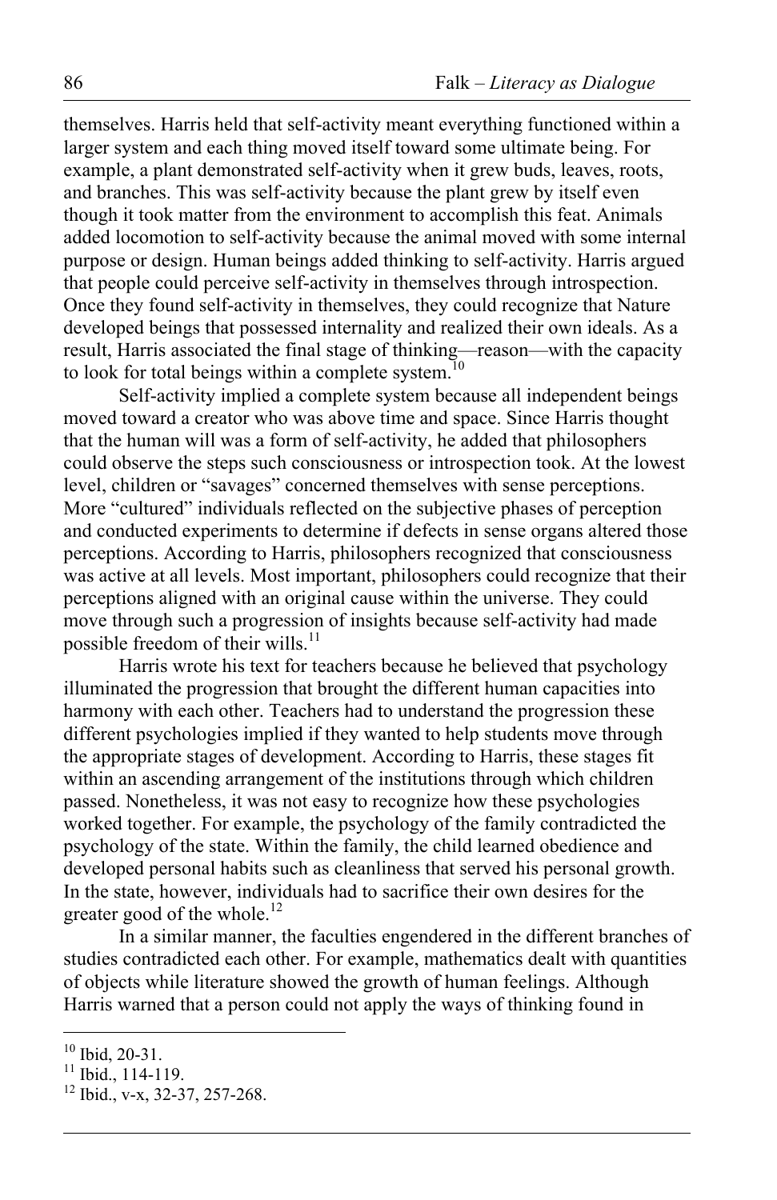themselves. Harris held that self-activity meant everything functioned within a larger system and each thing moved itself toward some ultimate being. For example, a plant demonstrated self-activity when it grew buds, leaves, roots, and branches. This was self-activity because the plant grew by itself even though it took matter from the environment to accomplish this feat. Animals added locomotion to self-activity because the animal moved with some internal purpose or design. Human beings added thinking to self-activity. Harris argued that people could perceive self-activity in themselves through introspection. Once they found self-activity in themselves, they could recognize that Nature developed beings that possessed internality and realized their own ideals. As a result, Harris associated the final stage of thinking—reason—with the capacity to look for total beings within a complete system.[10]

Self-activity implied a complete system because all independent beings moved toward a creator who was above time and space. Since Harris thought that the human will was a form of self-activity, he added that philosophers could observe the steps such consciousness or introspection took. At the lowest level, children or "savages" concerned themselves with sense perceptions. More "cultured" individuals reflected on the subjective phases of perception and conducted experiments to determine if defects in sense organs altered those perceptions. According to Harris, philosophers recognized that consciousness was active at all levels. Most important, philosophers could recognize that their perceptions aligned with an original cause within the universe. They could move through such a progression of insights because self-activity had made possible freedom of their wills.[11]

Harris wrote his text for teachers because he believed that psychology illuminated the progression that brought the different human capacities into harmony with each other. Teachers had to understand the progression these different psychologies implied if they wanted to help students move through the appropriate stages of development. According to Harris, these stages fit within an ascending arrangement of the institutions through which children passed. Nonetheless, it was not easy to recognize how these psychologies worked together. For example, the psychology of the family contradicted the psychology of the state. Within the family, the child learned obedience and developed personal habits such as cleanliness that served his personal growth. In the state, however, individuals had to sacrifice their own desires for the greater good of the whole.[12]

In a similar manner, the faculties engendered in the different branches of studies contradicted each other. For example, mathematics dealt with quantities of objects while literature showed the growth of human feelings. Although Harris warned that a person could not apply the ways of thinking found in

---

[10] Ibid, 20-31.

[11] Ibid., 114-119.

[12] Ibid., v-x, 32-37, 257-268.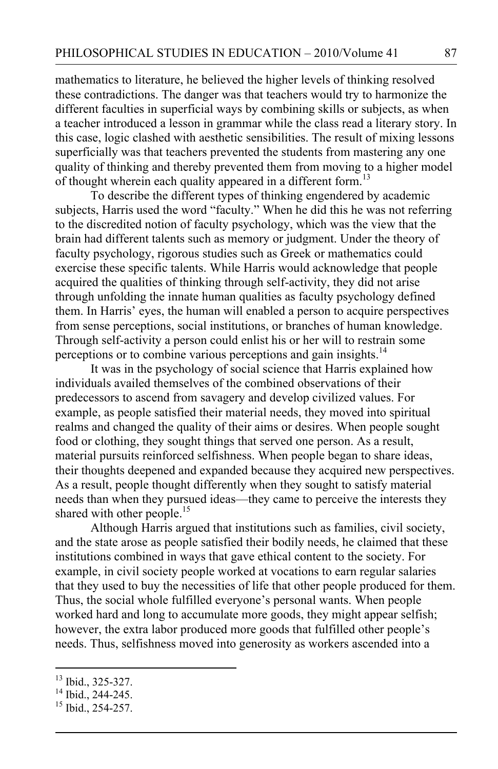mathematics to literature, he believed the higher levels of thinking resolved these contradictions. The danger was that teachers would try to harmonize the different faculties in superficial ways by combining skills or subjects, as when a teacher introduced a lesson in grammar while the class read a literary story. In this case, logic clashed with aesthetic sensibilities. The result of mixing lessons superficially was that teachers prevented the students from mastering any one quality of thinking and thereby prevented them from moving to a higher model of thought wherein each quality appeared in a different form.[13]

To describe the different types of thinking engendered by academic subjects, Harris used the word "faculty." When he did this he was not referring to the discredited notion of faculty psychology, which was the view that the brain had different talents such as memory or judgment. Under the theory of faculty psychology, rigorous studies such as Greek or mathematics could exercise these specific talents. While Harris would acknowledge that people acquired the qualities of thinking through self-activity, they did not arise through unfolding the innate human qualities as faculty psychology defined them. In Harris' eyes, the human will enabled a person to acquire perspectives from sense perceptions, social institutions, or branches of human knowledge. Through self-activity a person could enlist his or her will to restrain some perceptions or to combine various perceptions and gain insights.[14]

It was in the psychology of social science that Harris explained how individuals availed themselves of the combined observations of their predecessors to ascend from savagery and develop civilized values. For example, as people satisfied their material needs, they moved into spiritual realms and changed the quality of their aims or desires. When people sought food or clothing, they sought things that served one person. As a result, material pursuits reinforced selfishness. When people began to share ideas, their thoughts deepened and expanded because they acquired new perspectives. As a result, people thought differently when they sought to satisfy material needs than when they pursued ideas—they came to perceive the interests they shared with other people.[15]

Although Harris argued that institutions such as families, civil society, and the state arose as people satisfied their bodily needs, he claimed that these institutions combined in ways that gave ethical content to the society. For example, in civil society people worked at vocations to earn regular salaries that they used to buy the necessities of life that other people produced for them. Thus, the social whole fulfilled everyone's personal wants. When people worked hard and long to accumulate more goods, they might appear selfish; however, the extra labor produced more goods that fulfilled other people's needs. Thus, selfishness moved into generosity as workers ascended into a

---

[13] Ibid., 325-327.

[14] Ibid., 244-245.

[15] Ibid., 254-257.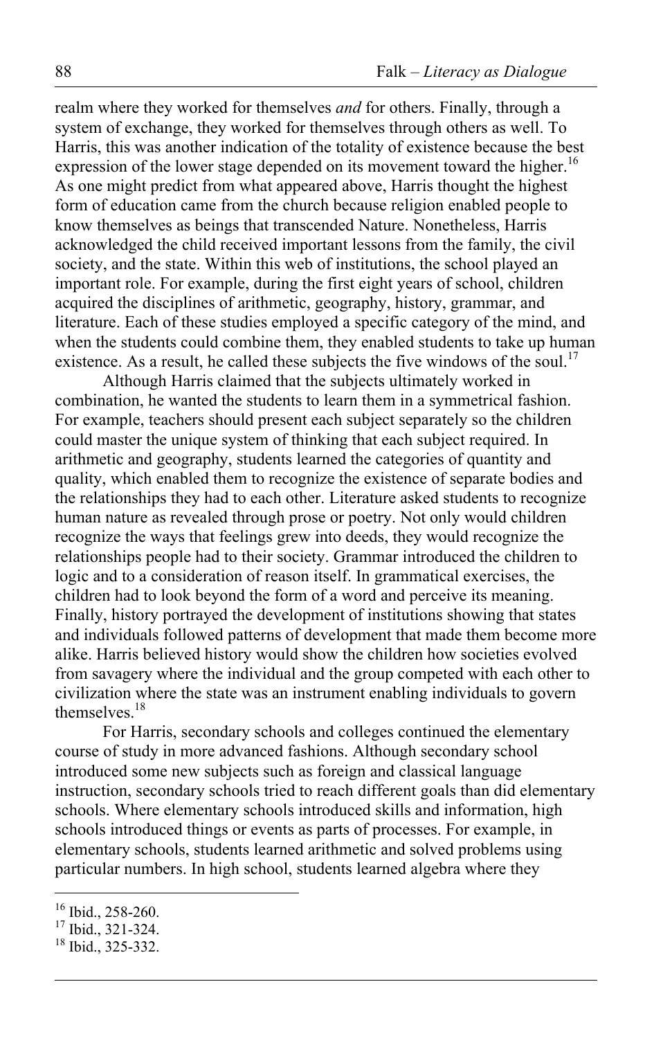realm where they worked for themselves *and* for others. Finally, through a system of exchange, they worked for themselves through others as well. To Harris, this was another indication of the totality of existence because the best expression of the lower stage depended on its movement toward the higher.[16] As one might predict from what appeared above, Harris thought the highest form of education came from the church because religion enabled people to know themselves as beings that transcended Nature. Nonetheless, Harris acknowledged the child received important lessons from the family, the civil society, and the state. Within this web of institutions, the school played an important role. For example, during the first eight years of school, children acquired the disciplines of arithmetic, geography, history, grammar, and literature. Each of these studies employed a specific category of the mind, and when the students could combine them, they enabled students to take up human existence. As a result, he called these subjects the five windows of the soul.[17]

Although Harris claimed that the subjects ultimately worked in combination, he wanted the students to learn them in a symmetrical fashion. For example, teachers should present each subject separately so the children could master the unique system of thinking that each subject required. In arithmetic and geography, students learned the categories of quantity and quality, which enabled them to recognize the existence of separate bodies and the relationships they had to each other. Literature asked students to recognize human nature as revealed through prose or poetry. Not only would children recognize the ways that feelings grew into deeds, they would recognize the relationships people had to their society. Grammar introduced the children to logic and to a consideration of reason itself. In grammatical exercises, the children had to look beyond the form of a word and perceive its meaning. Finally, history portrayed the development of institutions showing that states and individuals followed patterns of development that made them become more alike. Harris believed history would show the children how societies evolved from savagery where the individual and the group competed with each other to civilization where the state was an instrument enabling individuals to govern themselves.[18]

For Harris, secondary schools and colleges continued the elementary course of study in more advanced fashions. Although secondary school introduced some new subjects such as foreign and classical language instruction, secondary schools tried to reach different goals than did elementary schools. Where elementary schools introduced skills and information, high schools introduced things or events as parts of processes. For example, in elementary schools, students learned arithmetic and solved problems using particular numbers. In high school, students learned algebra where they

---

[16] Ibid., 258-260.

[17] Ibid., 321-324.

[18] Ibid., 325-332.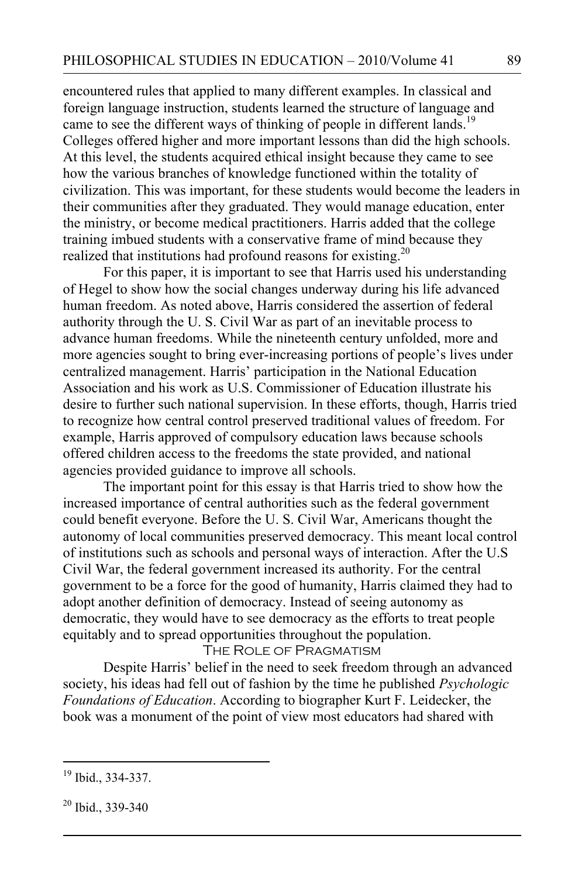encountered rules that applied to many different examples. In classical and foreign language instruction, students learned the structure of language and came to see the different ways of thinking of people in different lands.[19] Colleges offered higher and more important lessons than did the high schools. At this level, the students acquired ethical insight because they came to see how the various branches of knowledge functioned within the totality of civilization. This was important, for these students would become the leaders in their communities after they graduated. They would manage education, enter the ministry, or become medical practitioners. Harris added that the college training imbued students with a conservative frame of mind because they realized that institutions had profound reasons for existing.[20]

For this paper, it is important to see that Harris used his understanding of Hegel to show how the social changes underway during his life advanced human freedom. As noted above, Harris considered the assertion of federal authority through the U. S. Civil War as part of an inevitable process to advance human freedoms. While the nineteenth century unfolded, more and more agencies sought to bring ever-increasing portions of people's lives under centralized management. Harris' participation in the National Education Association and his work as U.S. Commissioner of Education illustrate his desire to further such national supervision. In these efforts, though, Harris tried to recognize how central control preserved traditional values of freedom. For example, Harris approved of compulsory education laws because schools offered children access to the freedoms the state provided, and national agencies provided guidance to improve all schools.

The important point for this essay is that Harris tried to show how the increased importance of central authorities such as the federal government could benefit everyone. Before the U. S. Civil War, Americans thought the autonomy of local communities preserved democracy. This meant local control of institutions such as schools and personal ways of interaction. After the U.S Civil War, the federal government increased its authority. For the central government to be a force for the good of humanity, Harris claimed they had to adopt another definition of democracy. Instead of seeing autonomy as democratic, they would have to see democracy as the efforts to treat people equitably and to spread opportunities throughout the population.

## The Role of Pragmatism

Despite Harris' belief in the need to seek freedom through an advanced society, his ideas had fell out of fashion by the time he published *Psychologic Foundations of Education*. According to biographer Kurt F. Leidecker, the book was a monument of the point of view most educators had shared with

---

[19] Ibid., 334-337.

[20] Ibid., 339-340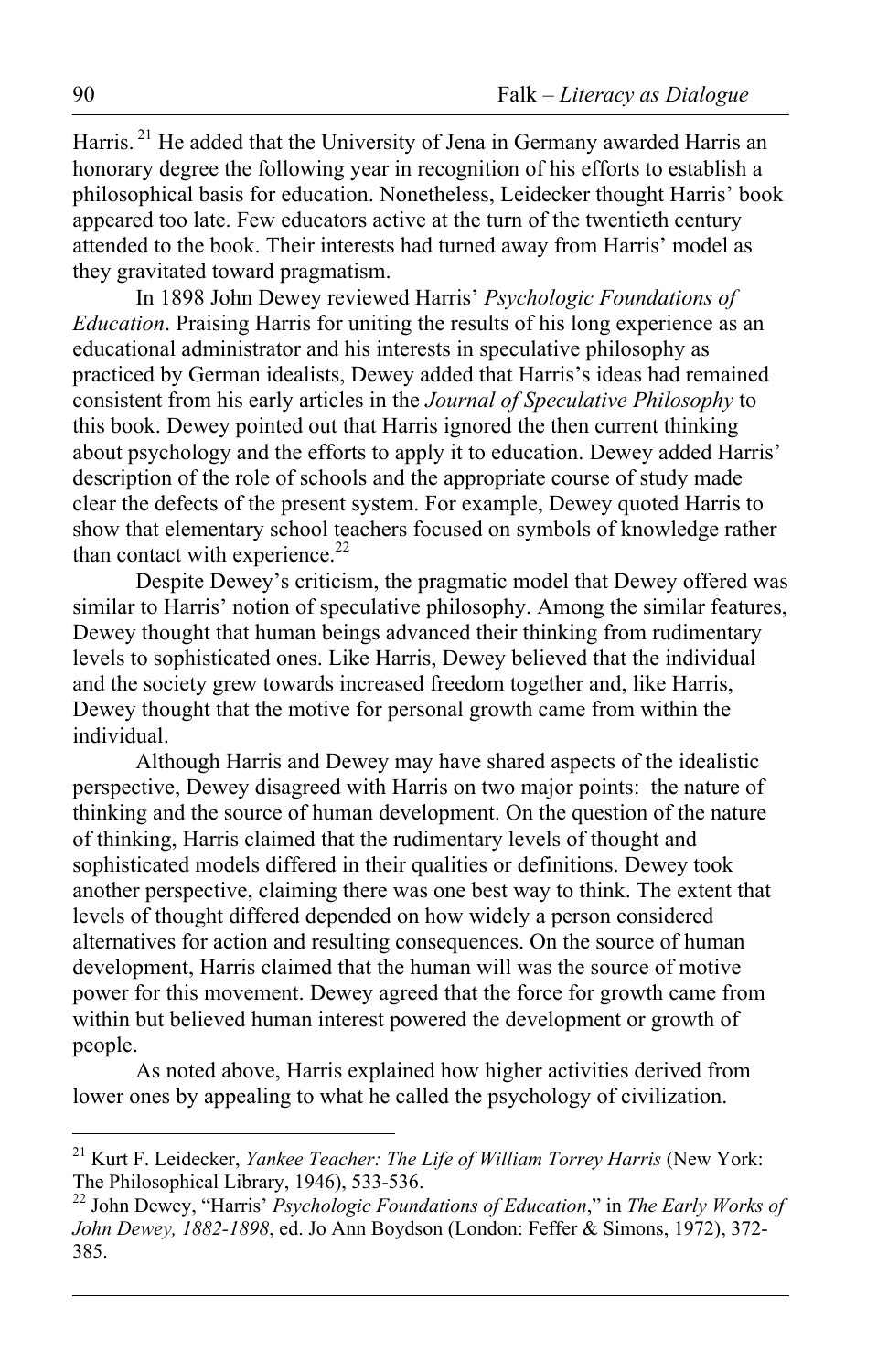Harris.[21] He added that the University of Jena in Germany awarded Harris an honorary degree the following year in recognition of his efforts to establish a philosophical basis for education. Nonetheless, Leidecker thought Harris' book appeared too late. Few educators active at the turn of the twentieth century attended to the book. Their interests had turned away from Harris' model as they gravitated toward pragmatism.

In 1898 John Dewey reviewed Harris' *Psychologic Foundations of Education*. Praising Harris for uniting the results of his long experience as an educational administrator and his interests in speculative philosophy as practiced by German idealists, Dewey added that Harris's ideas had remained consistent from his early articles in the *Journal of Speculative Philosophy* to this book. Dewey pointed out that Harris ignored the then current thinking about psychology and the efforts to apply it to education. Dewey added Harris' description of the role of schools and the appropriate course of study made clear the defects of the present system. For example, Dewey quoted Harris to show that elementary school teachers focused on symbols of knowledge rather than contact with experience.[22]

Despite Dewey's criticism, the pragmatic model that Dewey offered was similar to Harris' notion of speculative philosophy. Among the similar features, Dewey thought that human beings advanced their thinking from rudimentary levels to sophisticated ones. Like Harris, Dewey believed that the individual and the society grew towards increased freedom together and, like Harris, Dewey thought that the motive for personal growth came from within the individual.

Although Harris and Dewey may have shared aspects of the idealistic perspective, Dewey disagreed with Harris on two major points: the nature of thinking and the source of human development. On the question of the nature of thinking, Harris claimed that the rudimentary levels of thought and sophisticated models differed in their qualities or definitions. Dewey took another perspective, claiming there was one best way to think. The extent that levels of thought differed depended on how widely a person considered alternatives for action and resulting consequences. On the source of human development, Harris claimed that the human will was the source of motive power for this movement. Dewey agreed that the force for growth came from within but believed human interest powered the development or growth of people.

As noted above, Harris explained how higher activities derived from lower ones by appealing to what he called the psychology of civilization.

---

[21] Kurt F. Leidecker, *Yankee Teacher: The Life of William Torrey Harris* (New York: The Philosophical Library, 1946), 533-536.

[22] John Dewey, "Harris' *Psychologic Foundations of Education*," in *The Early Works of John Dewey, 1882-1898*, ed. Jo Ann Boydson (London: Feffer & Simons, 1972), 372-385.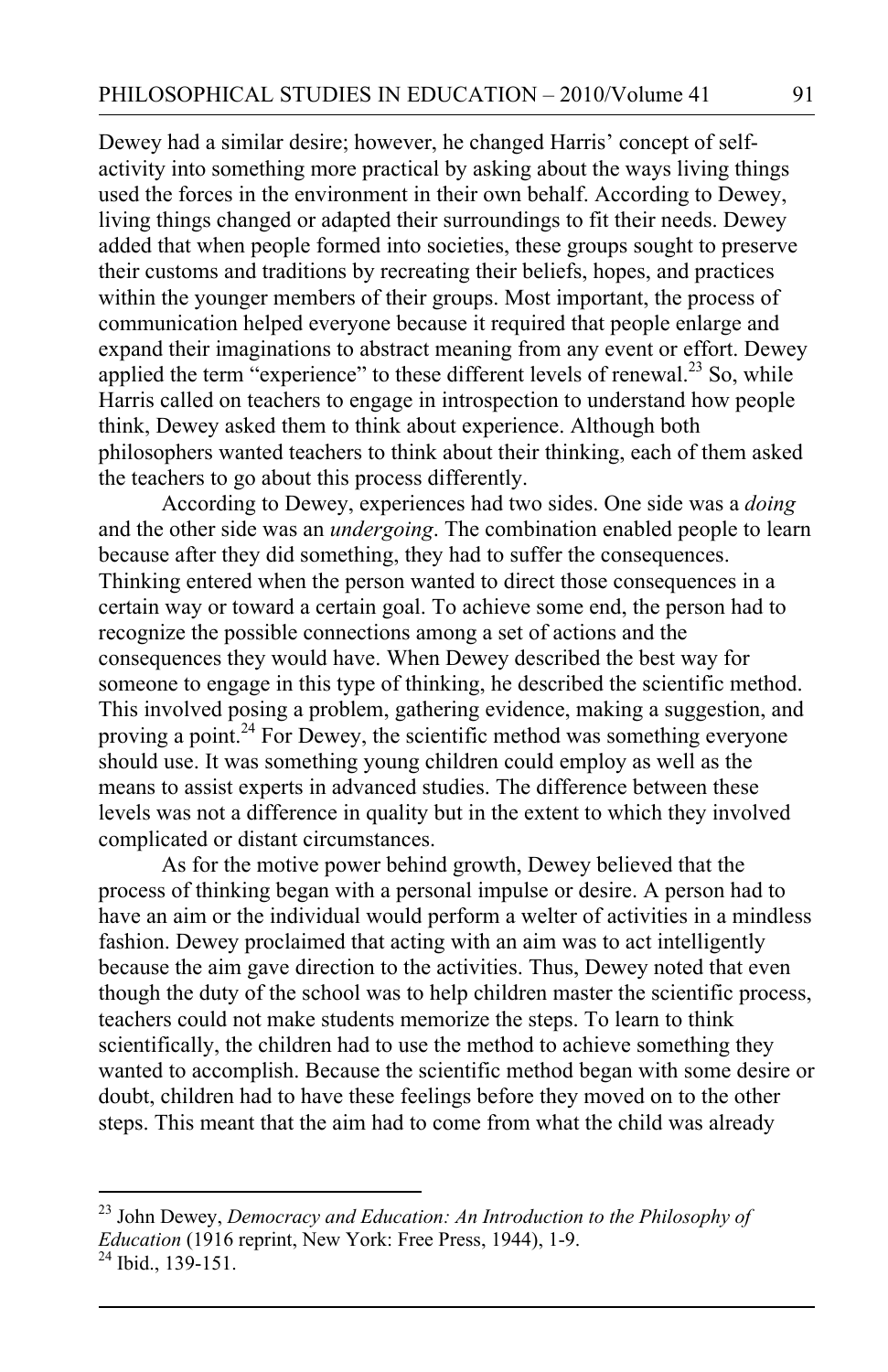Dewey had a similar desire; however, he changed Harris' concept of self-activity into something more practical by asking about the ways living things used the forces in the environment in their own behalf. According to Dewey, living things changed or adapted their surroundings to fit their needs. Dewey added that when people formed into societies, these groups sought to preserve their customs and traditions by recreating their beliefs, hopes, and practices within the younger members of their groups. Most important, the process of communication helped everyone because it required that people enlarge and expand their imaginations to abstract meaning from any event or effort. Dewey applied the term "experience" to these different levels of renewal.[23] So, while Harris called on teachers to engage in introspection to understand how people think, Dewey asked them to think about experience. Although both philosophers wanted teachers to think about their thinking, each of them asked the teachers to go about this process differently.

According to Dewey, experiences had two sides. One side was a *doing* and the other side was an *undergoing*. The combination enabled people to learn because after they did something, they had to suffer the consequences. Thinking entered when the person wanted to direct those consequences in a certain way or toward a certain goal. To achieve some end, the person had to recognize the possible connections among a set of actions and the consequences they would have. When Dewey described the best way for someone to engage in this type of thinking, he described the scientific method. This involved posing a problem, gathering evidence, making a suggestion, and proving a point.[24] For Dewey, the scientific method was something everyone should use. It was something young children could employ as well as the means to assist experts in advanced studies. The difference between these levels was not a difference in quality but in the extent to which they involved complicated or distant circumstances.

As for the motive power behind growth, Dewey believed that the process of thinking began with a personal impulse or desire. A person had to have an aim or the individual would perform a welter of activities in a mindless fashion. Dewey proclaimed that acting with an aim was to act intelligently because the aim gave direction to the activities. Thus, Dewey noted that even though the duty of the school was to help children master the scientific process, teachers could not make students memorize the steps. To learn to think scientifically, the children had to use the method to achieve something they wanted to accomplish. Because the scientific method began with some desire or doubt, children had to have these feelings before they moved on to the other steps. This meant that the aim had to come from what the child was already

---

[23] John Dewey, *Democracy and Education: An Introduction to the Philosophy of Education* (1916 reprint, New York: Free Press, 1944), 1-9.

[24] Ibid., 139-151.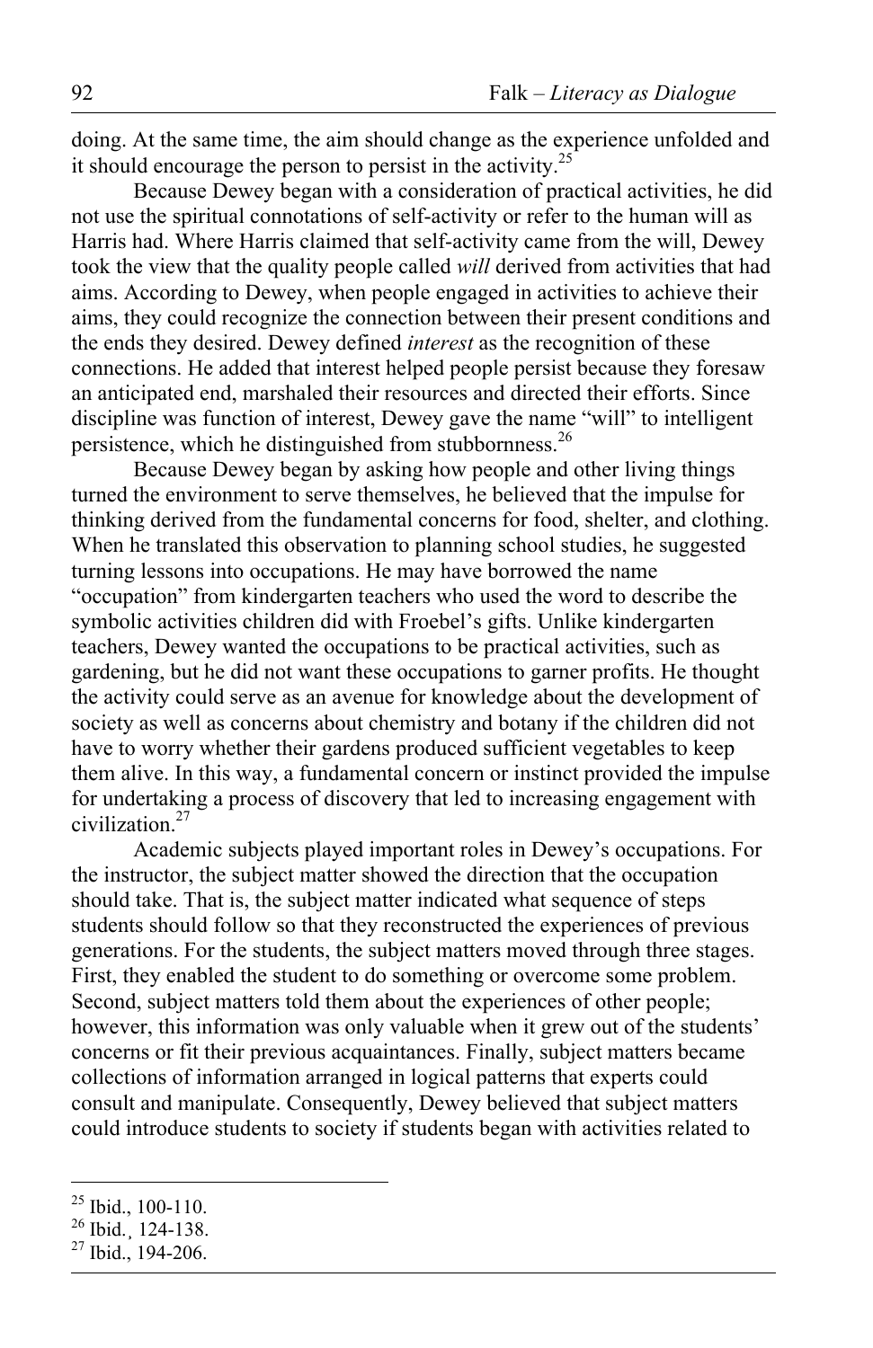doing. At the same time, the aim should change as the experience unfolded and it should encourage the person to persist in the activity.[25]

Because Dewey began with a consideration of practical activities, he did not use the spiritual connotations of self-activity or refer to the human will as Harris had. Where Harris claimed that self-activity came from the will, Dewey took the view that the quality people called *will* derived from activities that had aims. According to Dewey, when people engaged in activities to achieve their aims, they could recognize the connection between their present conditions and the ends they desired. Dewey defined *interest* as the recognition of these connections. He added that interest helped people persist because they foresaw an anticipated end, marshaled their resources and directed their efforts. Since discipline was function of interest, Dewey gave the name "will" to intelligent persistence, which he distinguished from stubbornness.[26]

Because Dewey began by asking how people and other living things turned the environment to serve themselves, he believed that the impulse for thinking derived from the fundamental concerns for food, shelter, and clothing. When he translated this observation to planning school studies, he suggested turning lessons into occupations. He may have borrowed the name "occupation" from kindergarten teachers who used the word to describe the symbolic activities children did with Froebel's gifts. Unlike kindergarten teachers, Dewey wanted the occupations to be practical activities, such as gardening, but he did not want these occupations to garner profits. He thought the activity could serve as an avenue for knowledge about the development of society as well as concerns about chemistry and botany if the children did not have to worry whether their gardens produced sufficient vegetables to keep them alive. In this way, a fundamental concern or instinct provided the impulse for undertaking a process of discovery that led to increasing engagement with civilization.[27]

Academic subjects played important roles in Dewey's occupations. For the instructor, the subject matter showed the direction that the occupation should take. That is, the subject matter indicated what sequence of steps students should follow so that they reconstructed the experiences of previous generations. For the students, the subject matters moved through three stages. First, they enabled the student to do something or overcome some problem. Second, subject matters told them about the experiences of other people; however, this information was only valuable when it grew out of the students' concerns or fit their previous acquaintances. Finally, subject matters became collections of information arranged in logical patterns that experts could consult and manipulate. Consequently, Dewey believed that subject matters could introduce students to society if students began with activities related to

---

[25] Ibid., 100-110.

[26] Ibid., 124-138.

[27] Ibid., 194-206.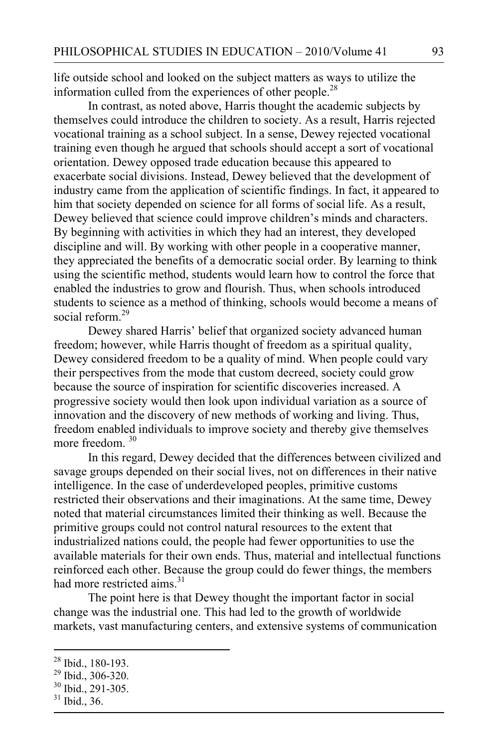life outside school and looked on the subject matters as ways to utilize the information culled from the experiences of other people.[28]

In contrast, as noted above, Harris thought the academic subjects by themselves could introduce the children to society. As a result, Harris rejected vocational training as a school subject. In a sense, Dewey rejected vocational training even though he argued that schools should accept a sort of vocational orientation. Dewey opposed trade education because this appeared to exacerbate social divisions. Instead, Dewey believed that the development of industry came from the application of scientific findings. In fact, it appeared to him that society depended on science for all forms of social life. As a result, Dewey believed that science could improve children's minds and characters. By beginning with activities in which they had an interest, they developed discipline and will. By working with other people in a cooperative manner, they appreciated the benefits of a democratic social order. By learning to think using the scientific method, students would learn how to control the force that enabled the industries to grow and flourish. Thus, when schools introduced students to science as a method of thinking, schools would become a means of social reform.[29]

Dewey shared Harris' belief that organized society advanced human freedom; however, while Harris thought of freedom as a spiritual quality, Dewey considered freedom to be a quality of mind. When people could vary their perspectives from the mode that custom decreed, society could grow because the source of inspiration for scientific discoveries increased. A progressive society would then look upon individual variation as a source of innovation and the discovery of new methods of working and living. Thus, freedom enabled individuals to improve society and thereby give themselves more freedom.[30]

In this regard, Dewey decided that the differences between civilized and savage groups depended on their social lives, not on differences in their native intelligence. In the case of underdeveloped peoples, primitive customs restricted their observations and their imaginations. At the same time, Dewey noted that material circumstances limited their thinking as well. Because the primitive groups could not control natural resources to the extent that industrialized nations could, the people had fewer opportunities to use the available materials for their own ends. Thus, material and intellectual functions reinforced each other. Because the group could do fewer things, the members had more restricted aims.[31]

The point here is that Dewey thought the important factor in social change was the industrial one. This had led to the growth of worldwide markets, vast manufacturing centers, and extensive systems of communication

---

[28] Ibid., 180-193.

[29] Ibid., 306-320.

[30] Ibid., 291-305.

[31] Ibid., 36.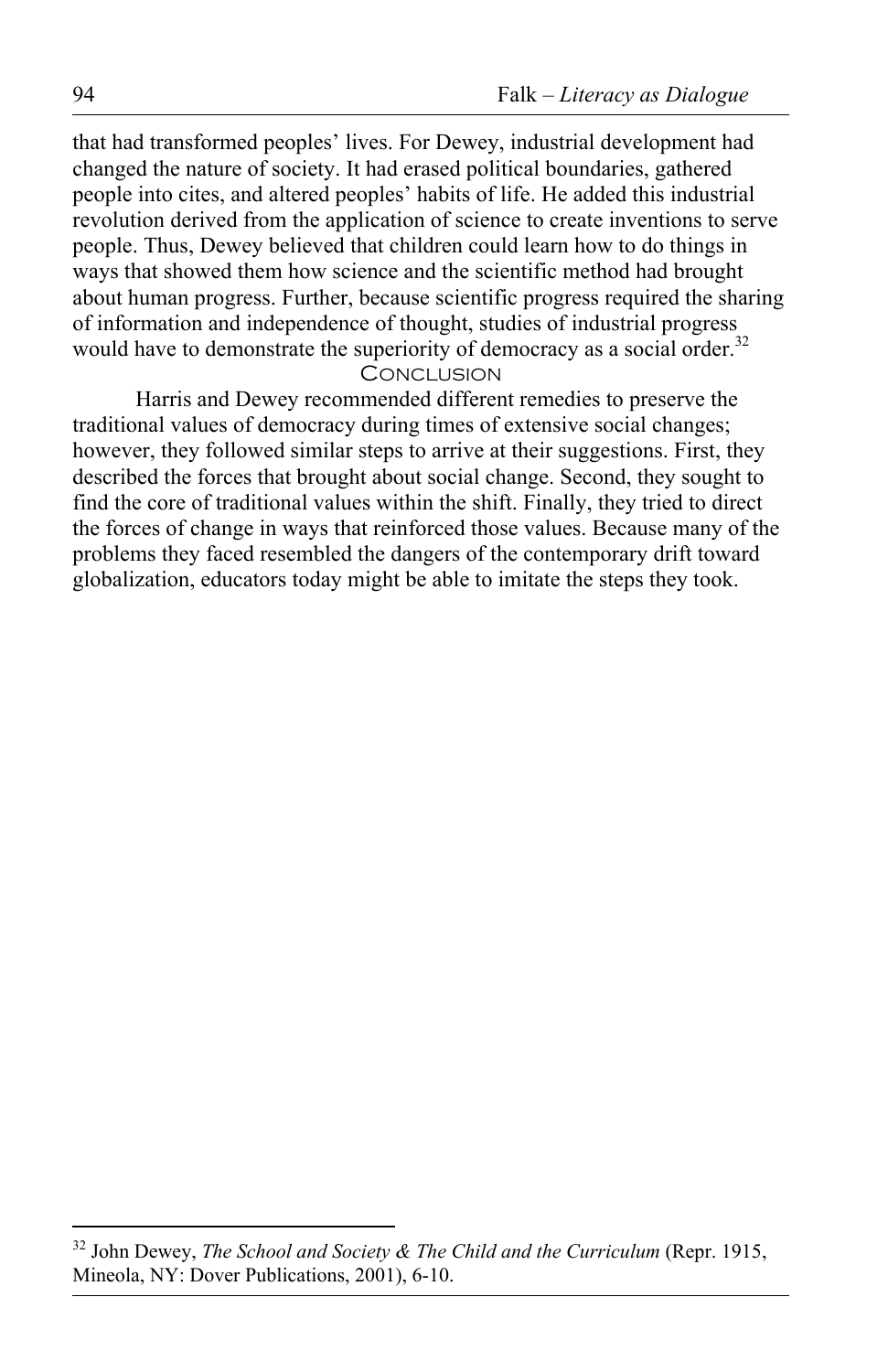that had transformed peoples' lives. For Dewey, industrial development had changed the nature of society. It had erased political boundaries, gathered people into cites, and altered peoples' habits of life. He added this industrial revolution derived from the application of science to create inventions to serve people. Thus, Dewey believed that children could learn how to do things in ways that showed them how science and the scientific method had brought about human progress. Further, because scientific progress required the sharing of information and independence of thought, studies of industrial progress would have to demonstrate the superiority of democracy as a social order.[32]

## Conclusion

Harris and Dewey recommended different remedies to preserve the traditional values of democracy during times of extensive social changes; however, they followed similar steps to arrive at their suggestions. First, they described the forces that brought about social change. Second, they sought to find the core of traditional values within the shift. Finally, they tried to direct the forces of change in ways that reinforced those values. Because many of the problems they faced resembled the dangers of the contemporary drift toward globalization, educators today might be able to imitate the steps they took.

---

[32] John Dewey, *The School and Society & The Child and the Curriculum* (Repr. 1915, Mineola, NY: Dover Publications, 2001), 6-10.